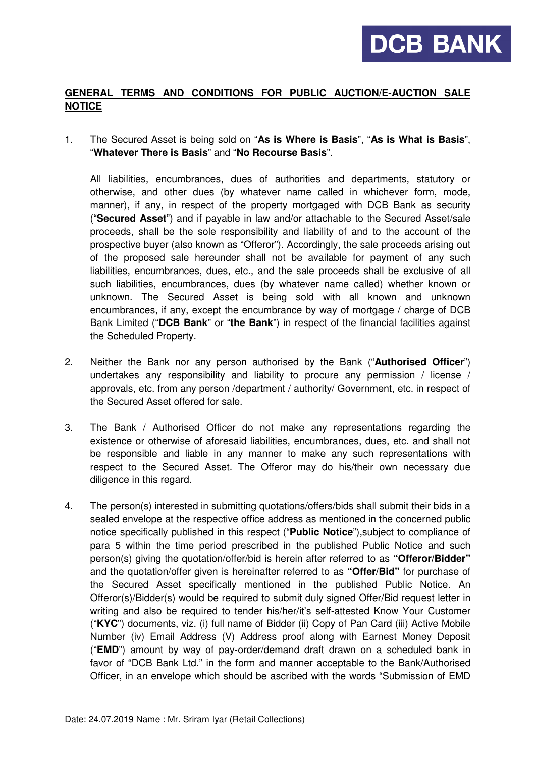## GENERAL TERMS AND CONDITIONS FOR PUBLIC AUCTION/E-AUCTION SALE NOTICE

1. The Secured Asset is being sold on "**As is Where is Basis**", "**As is What is Basis**", "**Whatever There is Basis**" and "**No Recourse Basis**".

   All liabilities, encumbrances, dues of authorities and departments, statutory or otherwise, and other dues (by whatever name called in whichever form, mode, manner), if any, in respect of the property mortgaged with DCB Bank as security ("**Secured Asset**") and if payable in law and/or attachable to the Secured Asset/sale proceeds, shall be the sole responsibility and liability of and to the account of the prospective buyer (also known as "Offeror"). Accordingly, the sale proceeds arising out of the proposed sale hereunder shall not be available for payment of any such liabilities, encumbrances, dues, etc., and the sale proceeds shall be exclusive of all such liabilities, encumbrances, dues (by whatever name called) whether known or unknown. The Secured Asset is being sold with all known and unknown encumbrances, if any, except the encumbrance by way of mortgage / charge of DCB Bank Limited ("**DCB Bank**" or "**the Bank**") in respect of the financial facilities against the Scheduled Property.

2. Neither the Bank nor any person authorised by the Bank ("**Authorised Officer**") undertakes any responsibility and liability to procure any permission / license / approvals, etc. from any person /department / authority/ Government, etc. in respect of the Secured Asset offered for sale.

3. The Bank / Authorised Officer do not make any representations regarding the existence or otherwise of aforesaid liabilities, encumbrances, dues, etc. and shall not be responsible and liable in any manner to make any such representations with respect to the Secured Asset. The Offeror may do his/their own necessary due diligence in this regard.

4. The person(s) interested in submitting quotations/offers/bids shall submit their bids in a sealed envelope at the respective office address as mentioned in the concerned public notice specifically published in this respect ("**Public Notice**"),subject to compliance of para 5 within the time period prescribed in the published Public Notice and such person(s) giving the quotation/offer/bid is herein after referred to as **"Offeror/Bidder"** and the quotation/offer given is hereinafter referred to as **"Offer/Bid"** for purchase of the Secured Asset specifically mentioned in the published Public Notice. An Offeror(s)/Bidder(s) would be required to submit duly signed Offer/Bid request letter in writing and also be required to tender his/her/it's self-attested Know Your Customer ("**KYC**") documents, viz. (i) full name of Bidder (ii) Copy of Pan Card (iii) Active Mobile Number (iv) Email Address (V) Address proof along with Earnest Money Deposit ("**EMD**") amount by way of pay-order/demand draft drawn on a scheduled bank in favor of "DCB Bank Ltd." in the form and manner acceptable to the Bank/Authorised Officer, in an envelope which should be ascribed with the words "Submission of EMD

Date: 24.07.2019 Name : Mr. Sriram Iyar (Retail Collections)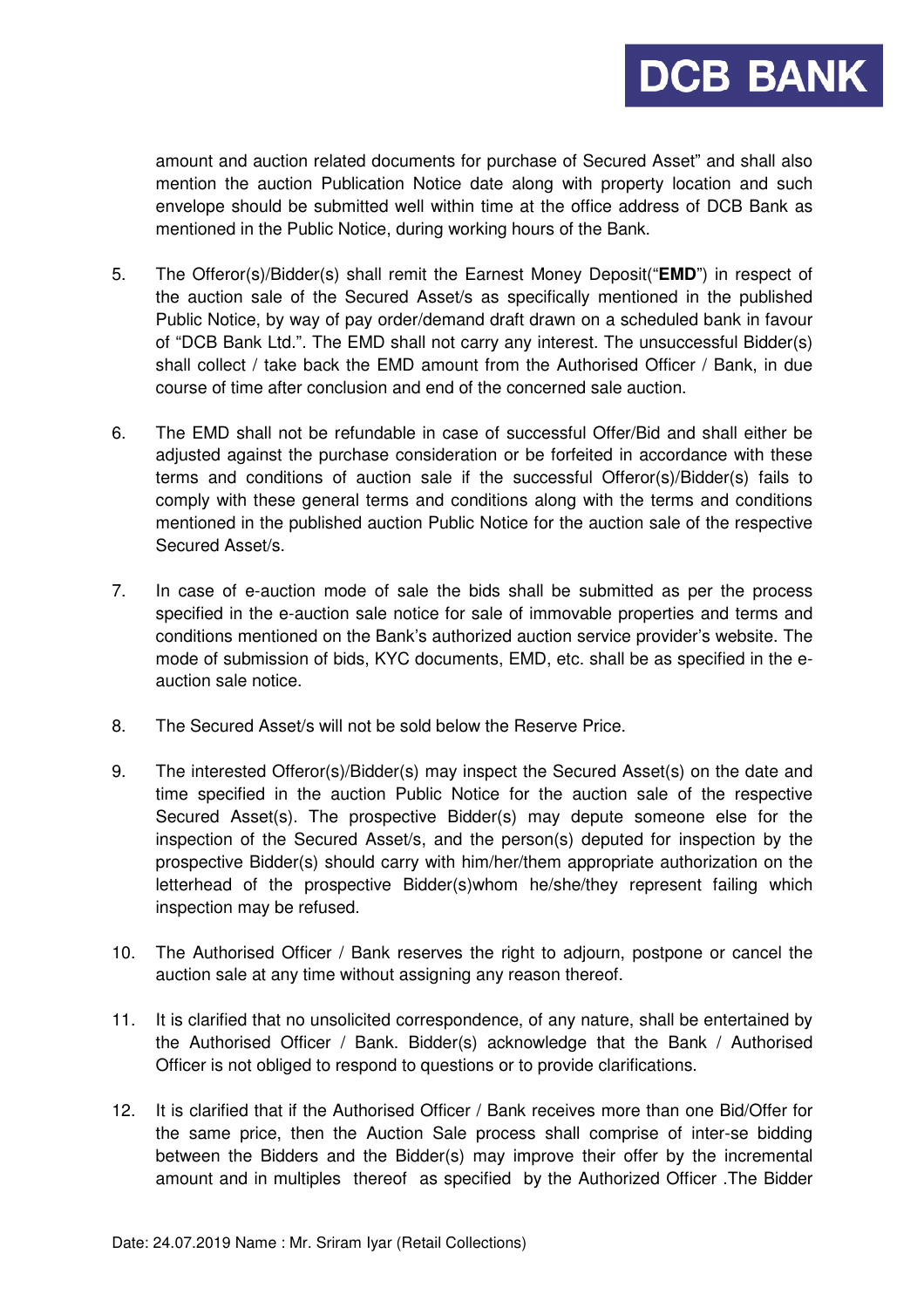amount and auction related documents for purchase of Secured Asset" and shall also mention the auction Publication Notice date along with property location and such envelope should be submitted well within time at the office address of DCB Bank as mentioned in the Public Notice, during working hours of the Bank.

5. The Offeror(s)/Bidder(s) shall remit the Earnest Money Deposit("**EMD**") in respect of the auction sale of the Secured Asset/s as specifically mentioned in the published Public Notice, by way of pay order/demand draft drawn on a scheduled bank in favour of "DCB Bank Ltd.". The EMD shall not carry any interest. The unsuccessful Bidder(s) shall collect / take back the EMD amount from the Authorised Officer / Bank, in due course of time after conclusion and end of the concerned sale auction.

6. The EMD shall not be refundable in case of successful Offer/Bid and shall either be adjusted against the purchase consideration or be forfeited in accordance with these terms and conditions of auction sale if the successful Offeror(s)/Bidder(s) fails to comply with these general terms and conditions along with the terms and conditions mentioned in the published auction Public Notice for the auction sale of the respective Secured Asset/s.

7. In case of e-auction mode of sale the bids shall be submitted as per the process specified in the e-auction sale notice for sale of immovable properties and terms and conditions mentioned on the Bank's authorized auction service provider's website. The mode of submission of bids, KYC documents, EMD, etc. shall be as specified in the e-auction sale notice.

8. The Secured Asset/s will not be sold below the Reserve Price.

9. The interested Offeror(s)/Bidder(s) may inspect the Secured Asset(s) on the date and time specified in the auction Public Notice for the auction sale of the respective Secured Asset(s). The prospective Bidder(s) may depute someone else for the inspection of the Secured Asset/s, and the person(s) deputed for inspection by the prospective Bidder(s) should carry with him/her/them appropriate authorization on the letterhead of the prospective Bidder(s)whom he/she/they represent failing which inspection may be refused.

10. The Authorised Officer / Bank reserves the right to adjourn, postpone or cancel the auction sale at any time without assigning any reason thereof.

11. It is clarified that no unsolicited correspondence, of any nature, shall be entertained by the Authorised Officer / Bank. Bidder(s) acknowledge that the Bank / Authorised Officer is not obliged to respond to questions or to provide clarifications.

12. It is clarified that if the Authorised Officer / Bank receives more than one Bid/Offer for the same price, then the Auction Sale process shall comprise of inter-se bidding between the Bidders and the Bidder(s) may improve their offer by the incremental amount and in multiples thereof as specified by the Authorized Officer .The Bidder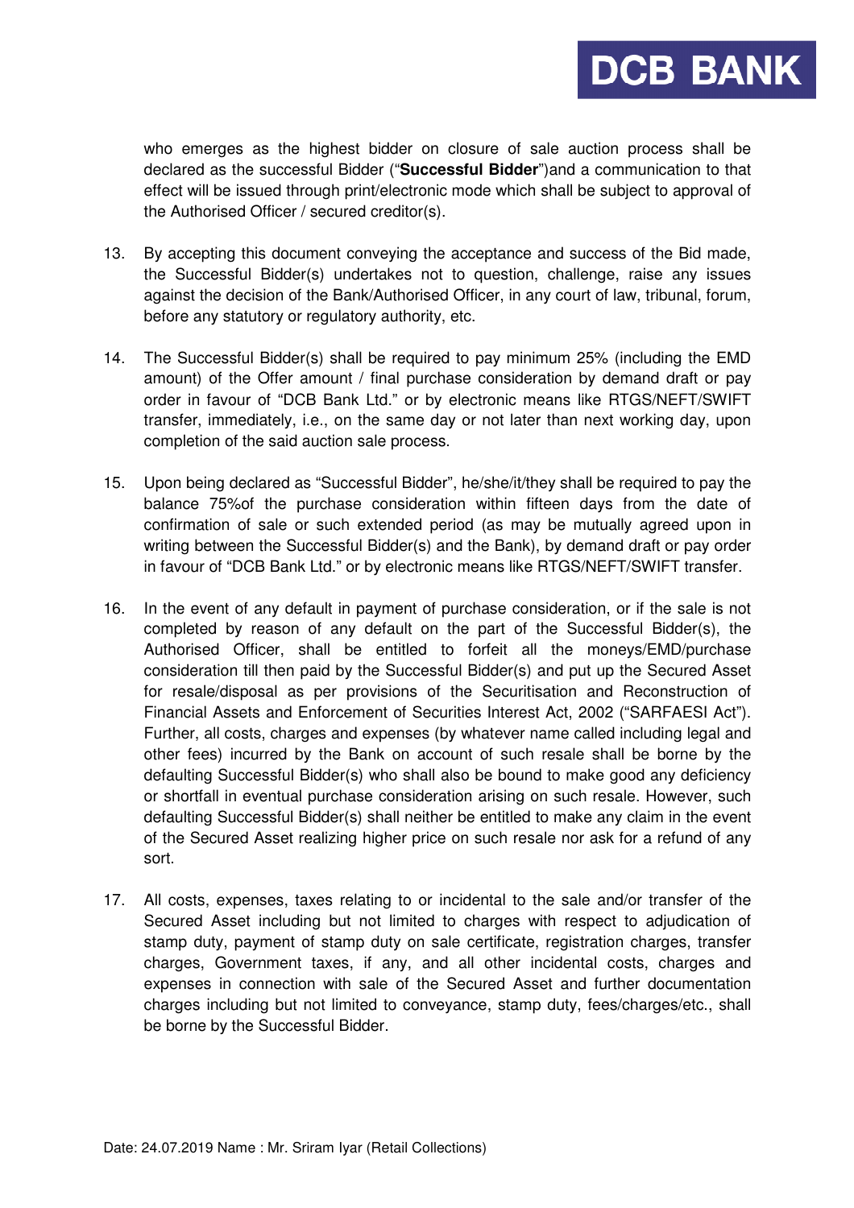who emerges as the highest bidder on closure of sale auction process shall be declared as the successful Bidder ("**Successful Bidder**")and a communication to that effect will be issued through print/electronic mode which shall be subject to approval of the Authorised Officer / secured creditor(s).

13. By accepting this document conveying the acceptance and success of the Bid made, the Successful Bidder(s) undertakes not to question, challenge, raise any issues against the decision of the Bank/Authorised Officer, in any court of law, tribunal, forum, before any statutory or regulatory authority, etc.

14. The Successful Bidder(s) shall be required to pay minimum 25% (including the EMD amount) of the Offer amount / final purchase consideration by demand draft or pay order in favour of "DCB Bank Ltd." or by electronic means like RTGS/NEFT/SWIFT transfer, immediately, i.e., on the same day or not later than next working day, upon completion of the said auction sale process.

15. Upon being declared as "Successful Bidder", he/she/it/they shall be required to pay the balance 75%of the purchase consideration within fifteen days from the date of confirmation of sale or such extended period (as may be mutually agreed upon in writing between the Successful Bidder(s) and the Bank), by demand draft or pay order in favour of "DCB Bank Ltd." or by electronic means like RTGS/NEFT/SWIFT transfer.

16. In the event of any default in payment of purchase consideration, or if the sale is not completed by reason of any default on the part of the Successful Bidder(s), the Authorised Officer, shall be entitled to forfeit all the moneys/EMD/purchase consideration till then paid by the Successful Bidder(s) and put up the Secured Asset for resale/disposal as per provisions of the Securitisation and Reconstruction of Financial Assets and Enforcement of Securities Interest Act, 2002 ("SARFAESI Act"). Further, all costs, charges and expenses (by whatever name called including legal and other fees) incurred by the Bank on account of such resale shall be borne by the defaulting Successful Bidder(s) who shall also be bound to make good any deficiency or shortfall in eventual purchase consideration arising on such resale. However, such defaulting Successful Bidder(s) shall neither be entitled to make any claim in the event of the Secured Asset realizing higher price on such resale nor ask for a refund of any sort.

17. All costs, expenses, taxes relating to or incidental to the sale and/or transfer of the Secured Asset including but not limited to charges with respect to adjudication of stamp duty, payment of stamp duty on sale certificate, registration charges, transfer charges, Government taxes, if any, and all other incidental costs, charges and expenses in connection with sale of the Secured Asset and further documentation charges including but not limited to conveyance, stamp duty, fees/charges/etc., shall be borne by the Successful Bidder.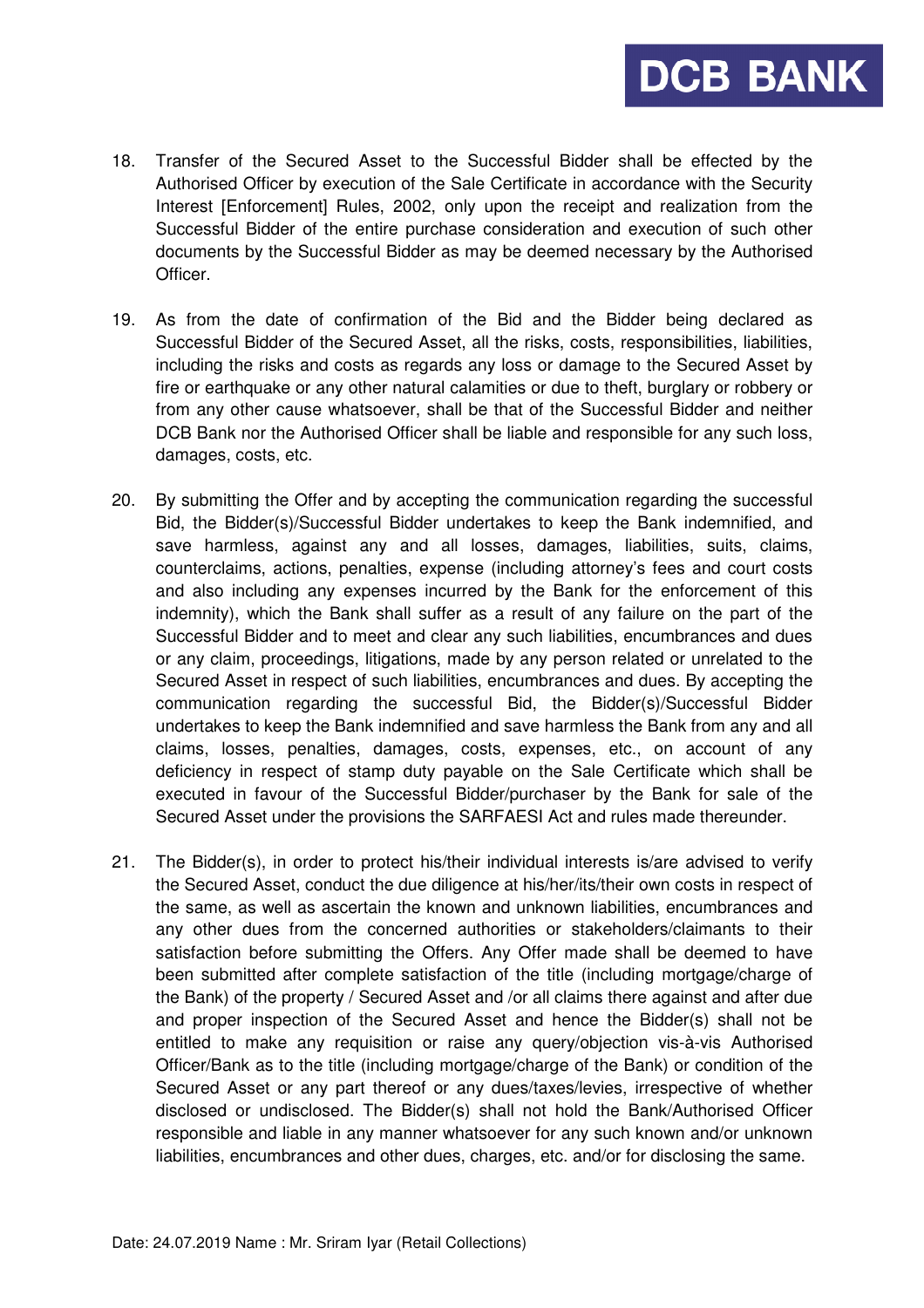18. Transfer of the Secured Asset to the Successful Bidder shall be effected by the Authorised Officer by execution of the Sale Certificate in accordance with the Security Interest [Enforcement] Rules, 2002, only upon the receipt and realization from the Successful Bidder of the entire purchase consideration and execution of such other documents by the Successful Bidder as may be deemed necessary by the Authorised Officer.

19. As from the date of confirmation of the Bid and the Bidder being declared as Successful Bidder of the Secured Asset, all the risks, costs, responsibilities, liabilities, including the risks and costs as regards any loss or damage to the Secured Asset by fire or earthquake or any other natural calamities or due to theft, burglary or robbery or from any other cause whatsoever, shall be that of the Successful Bidder and neither DCB Bank nor the Authorised Officer shall be liable and responsible for any such loss, damages, costs, etc.

20. By submitting the Offer and by accepting the communication regarding the successful Bid, the Bidder(s)/Successful Bidder undertakes to keep the Bank indemnified, and save harmless, against any and all losses, damages, liabilities, suits, claims, counterclaims, actions, penalties, expense (including attorney's fees and court costs and also including any expenses incurred by the Bank for the enforcement of this indemnity), which the Bank shall suffer as a result of any failure on the part of the Successful Bidder and to meet and clear any such liabilities, encumbrances and dues or any claim, proceedings, litigations, made by any person related or unrelated to the Secured Asset in respect of such liabilities, encumbrances and dues. By accepting the communication regarding the successful Bid, the Bidder(s)/Successful Bidder undertakes to keep the Bank indemnified and save harmless the Bank from any and all claims, losses, penalties, damages, costs, expenses, etc., on account of any deficiency in respect of stamp duty payable on the Sale Certificate which shall be executed in favour of the Successful Bidder/purchaser by the Bank for sale of the Secured Asset under the provisions the SARFAESI Act and rules made thereunder.

21. The Bidder(s), in order to protect his/their individual interests is/are advised to verify the Secured Asset, conduct the due diligence at his/her/its/their own costs in respect of the same, as well as ascertain the known and unknown liabilities, encumbrances and any other dues from the concerned authorities or stakeholders/claimants to their satisfaction before submitting the Offers. Any Offer made shall be deemed to have been submitted after complete satisfaction of the title (including mortgage/charge of the Bank) of the property / Secured Asset and /or all claims there against and after due and proper inspection of the Secured Asset and hence the Bidder(s) shall not be entitled to make any requisition or raise any query/objection vis-à-vis Authorised Officer/Bank as to the title (including mortgage/charge of the Bank) or condition of the Secured Asset or any part thereof or any dues/taxes/levies, irrespective of whether disclosed or undisclosed. The Bidder(s) shall not hold the Bank/Authorised Officer responsible and liable in any manner whatsoever for any such known and/or unknown liabilities, encumbrances and other dues, charges, etc. and/or for disclosing the same.

Date: 24.07.2019 Name : Mr. Sriram Iyar (Retail Collections)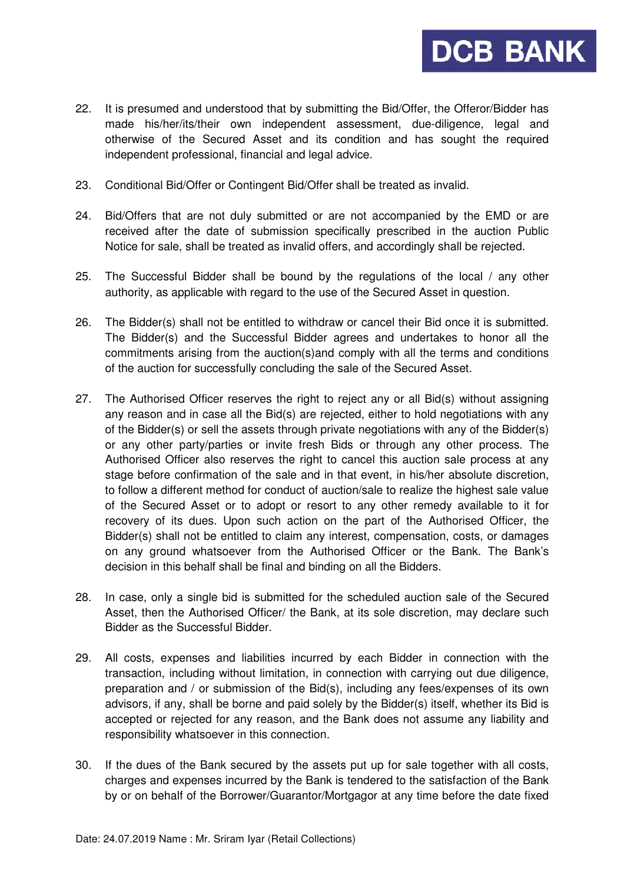22. It is presumed and understood that by submitting the Bid/Offer, the Offeror/Bidder has made his/her/its/their own independent assessment, due-diligence, legal and otherwise of the Secured Asset and its condition and has sought the required independent professional, financial and legal advice.

23. Conditional Bid/Offer or Contingent Bid/Offer shall be treated as invalid.

24. Bid/Offers that are not duly submitted or are not accompanied by the EMD or are received after the date of submission specifically prescribed in the auction Public Notice for sale, shall be treated as invalid offers, and accordingly shall be rejected.

25. The Successful Bidder shall be bound by the regulations of the local / any other authority, as applicable with regard to the use of the Secured Asset in question.

26. The Bidder(s) shall not be entitled to withdraw or cancel their Bid once it is submitted. The Bidder(s) and the Successful Bidder agrees and undertakes to honor all the commitments arising from the auction(s)and comply with all the terms and conditions of the auction for successfully concluding the sale of the Secured Asset.

27. The Authorised Officer reserves the right to reject any or all Bid(s) without assigning any reason and in case all the Bid(s) are rejected, either to hold negotiations with any of the Bidder(s) or sell the assets through private negotiations with any of the Bidder(s) or any other party/parties or invite fresh Bids or through any other process. The Authorised Officer also reserves the right to cancel this auction sale process at any stage before confirmation of the sale and in that event, in his/her absolute discretion, to follow a different method for conduct of auction/sale to realize the highest sale value of the Secured Asset or to adopt or resort to any other remedy available to it for recovery of its dues. Upon such action on the part of the Authorised Officer, the Bidder(s) shall not be entitled to claim any interest, compensation, costs, or damages on any ground whatsoever from the Authorised Officer or the Bank. The Bank's decision in this behalf shall be final and binding on all the Bidders.

28. In case, only a single bid is submitted for the scheduled auction sale of the Secured Asset, then the Authorised Officer/ the Bank, at its sole discretion, may declare such Bidder as the Successful Bidder.

29. All costs, expenses and liabilities incurred by each Bidder in connection with the transaction, including without limitation, in connection with carrying out due diligence, preparation and / or submission of the Bid(s), including any fees/expenses of its own advisors, if any, shall be borne and paid solely by the Bidder(s) itself, whether its Bid is accepted or rejected for any reason, and the Bank does not assume any liability and responsibility whatsoever in this connection.

30. If the dues of the Bank secured by the assets put up for sale together with all costs, charges and expenses incurred by the Bank is tendered to the satisfaction of the Bank by or on behalf of the Borrower/Guarantor/Mortgagor at any time before the date fixed

Date: 24.07.2019 Name : Mr. Sriram Iyar (Retail Collections)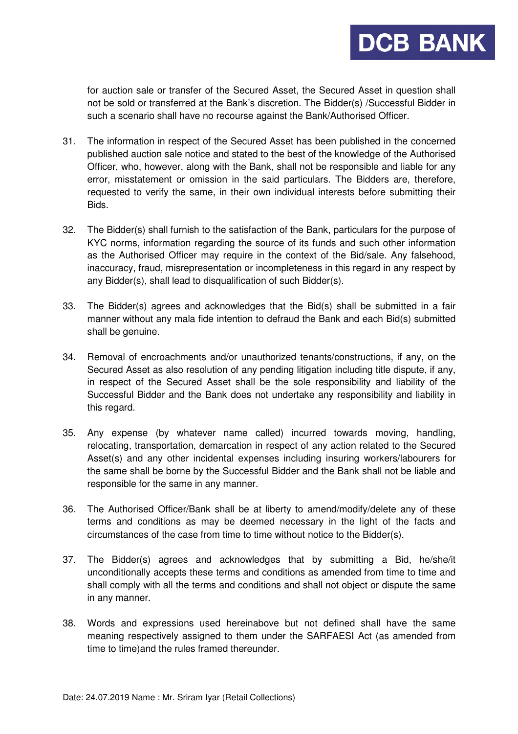for auction sale or transfer of the Secured Asset, the Secured Asset in question shall not be sold or transferred at the Bank's discretion. The Bidder(s) /Successful Bidder in such a scenario shall have no recourse against the Bank/Authorised Officer.

31. The information in respect of the Secured Asset has been published in the concerned published auction sale notice and stated to the best of the knowledge of the Authorised Officer, who, however, along with the Bank, shall not be responsible and liable for any error, misstatement or omission in the said particulars. The Bidders are, therefore, requested to verify the same, in their own individual interests before submitting their Bids.

32. The Bidder(s) shall furnish to the satisfaction of the Bank, particulars for the purpose of KYC norms, information regarding the source of its funds and such other information as the Authorised Officer may require in the context of the Bid/sale. Any falsehood, inaccuracy, fraud, misrepresentation or incompleteness in this regard in any respect by any Bidder(s), shall lead to disqualification of such Bidder(s).

33. The Bidder(s) agrees and acknowledges that the Bid(s) shall be submitted in a fair manner without any mala fide intention to defraud the Bank and each Bid(s) submitted shall be genuine.

34. Removal of encroachments and/or unauthorized tenants/constructions, if any, on the Secured Asset as also resolution of any pending litigation including title dispute, if any, in respect of the Secured Asset shall be the sole responsibility and liability of the Successful Bidder and the Bank does not undertake any responsibility and liability in this regard.

35. Any expense (by whatever name called) incurred towards moving, handling, relocating, transportation, demarcation in respect of any action related to the Secured Asset(s) and any other incidental expenses including insuring workers/labourers for the same shall be borne by the Successful Bidder and the Bank shall not be liable and responsible for the same in any manner.

36. The Authorised Officer/Bank shall be at liberty to amend/modify/delete any of these terms and conditions as may be deemed necessary in the light of the facts and circumstances of the case from time to time without notice to the Bidder(s).

37. The Bidder(s) agrees and acknowledges that by submitting a Bid, he/she/it unconditionally accepts these terms and conditions as amended from time to time and shall comply with all the terms and conditions and shall not object or dispute the same in any manner.

38. Words and expressions used hereinabove but not defined shall have the same meaning respectively assigned to them under the SARFAESI Act (as amended from time to time)and the rules framed thereunder.

Date: 24.07.2019 Name : Mr. Sriram Iyar (Retail Collections)